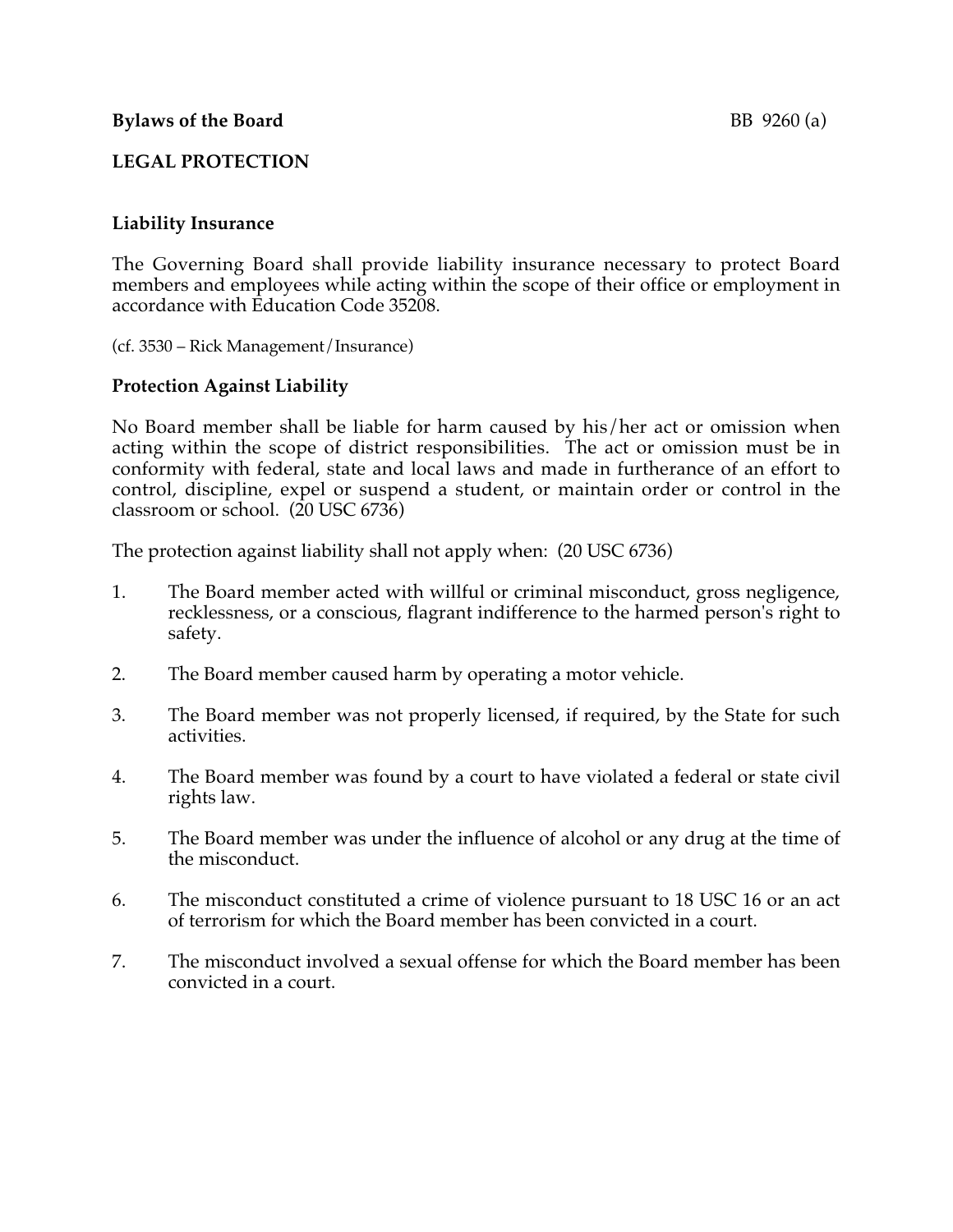**Bylaws of the Board** BB 9260 (a)

# LEGAL PROTECTION

## Liability Insurance

The Governing Board shall provide liability insurance necessary to protect Board members and employees while acting within the scope of their office or employment in accordance with Education Code 35208.

(cf. 3530 – Rick Management/Insurance)

## Protection Against Liability

No Board member shall be liable for harm caused by his/her act or omission when acting within the scope of district responsibilities. The act or omission must be in conformity with federal, state and local laws and made in furtherance of an effort to control, discipline, expel or suspend a student, or maintain order or control in the classroom or school. (20 USC 6736)

The protection against liability shall not apply when: (20 USC 6736)

1. The Board member acted with willful or criminal misconduct, gross negligence, recklessness, or a conscious, flagrant indifference to the harmed person's right to safety.
2. The Board member caused harm by operating a motor vehicle.
3. The Board member was not properly licensed, if required, by the State for such activities.
4. The Board member was found by a court to have violated a federal or state civil rights law.
5. The Board member was under the influence of alcohol or any drug at the time of the misconduct.
6. The misconduct constituted a crime of violence pursuant to 18 USC 16 or an act of terrorism for which the Board member has been convicted in a court.
7. The misconduct involved a sexual offense for which the Board member has been convicted in a court.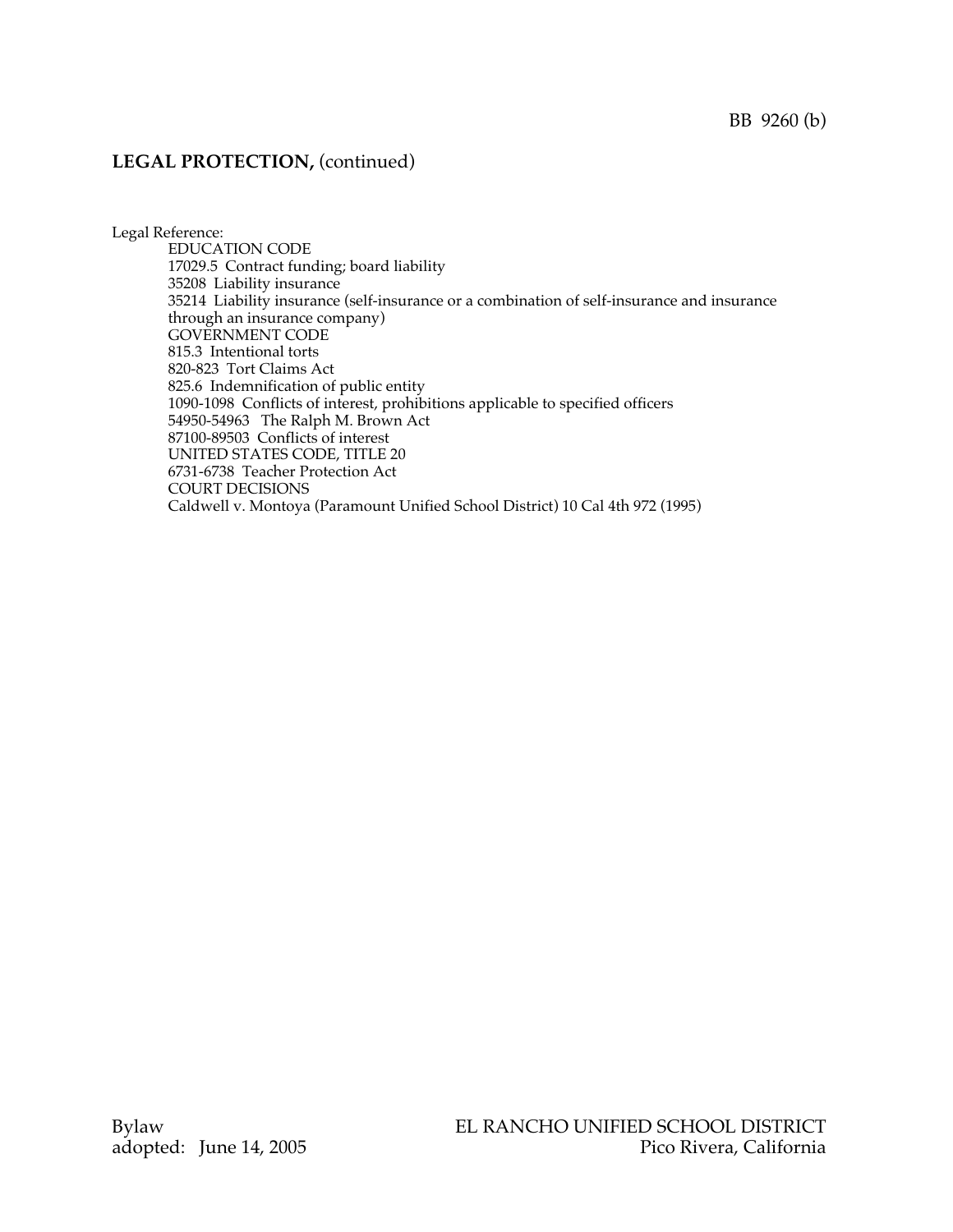**LEGAL PROTECTION,** (continued)

Legal Reference:

EDUCATION CODE
17029.5 Contract funding; board liability
35208 Liability insurance
35214 Liability insurance (self-insurance or a combination of self-insurance and insurance through an insurance company)
GOVERNMENT CODE
815.3 Intentional torts
820-823 Tort Claims Act
825.6 Indemnification of public entity
1090-1098 Conflicts of interest, prohibitions applicable to specified officers
54950-54963 The Ralph M. Brown Act
87100-89503 Conflicts of interest
UNITED STATES CODE, TITLE 20
6731-6738 Teacher Protection Act
COURT DECISIONS
Caldwell v. Montoya (Paramount Unified School District) 10 Cal 4th 972 (1995)

Bylaw
adopted: June 14, 2005

EL RANCHO UNIFIED SCHOOL DISTRICT
Pico Rivera, California